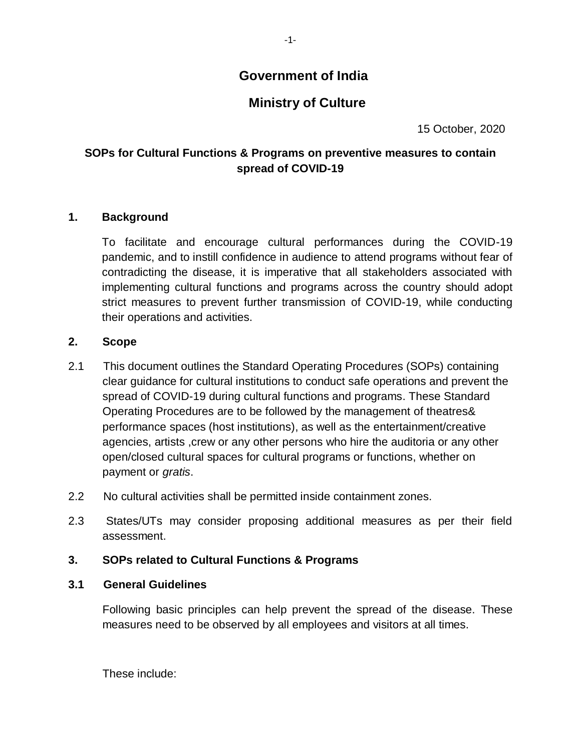# Government of India

## Ministry of Culture

15 October, 2020

### SOPs for Cultural Functions & Programs on preventive measures to contain spread of COVID-19

**1. Background**

To facilitate and encourage cultural performances during the COVID-19 pandemic, and to instill confidence in audience to attend programs without fear of contradicting the disease, it is imperative that all stakeholders associated with implementing cultural functions and programs across the country should adopt strict measures to prevent further transmission of COVID-19, while conducting their operations and activities.

**2. Scope**

2.1 This document outlines the Standard Operating Procedures (SOPs) containing clear guidance for cultural institutions to conduct safe operations and prevent the spread of COVID-19 during cultural functions and programs. These Standard Operating Procedures are to be followed by the management of theatres& performance spaces (host institutions), as well as the entertainment/creative agencies, artists ,crew or any other persons who hire the auditoria or any other open/closed cultural spaces for cultural programs or functions, whether on payment or *gratis*.

2.2 No cultural activities shall be permitted inside containment zones.

2.3 States/UTs may consider proposing additional measures as per their field assessment.

**3. SOPs related to Cultural Functions & Programs**

**3.1 General Guidelines**

Following basic principles can help prevent the spread of the disease. These measures need to be observed by all employees and visitors at all times.

These include: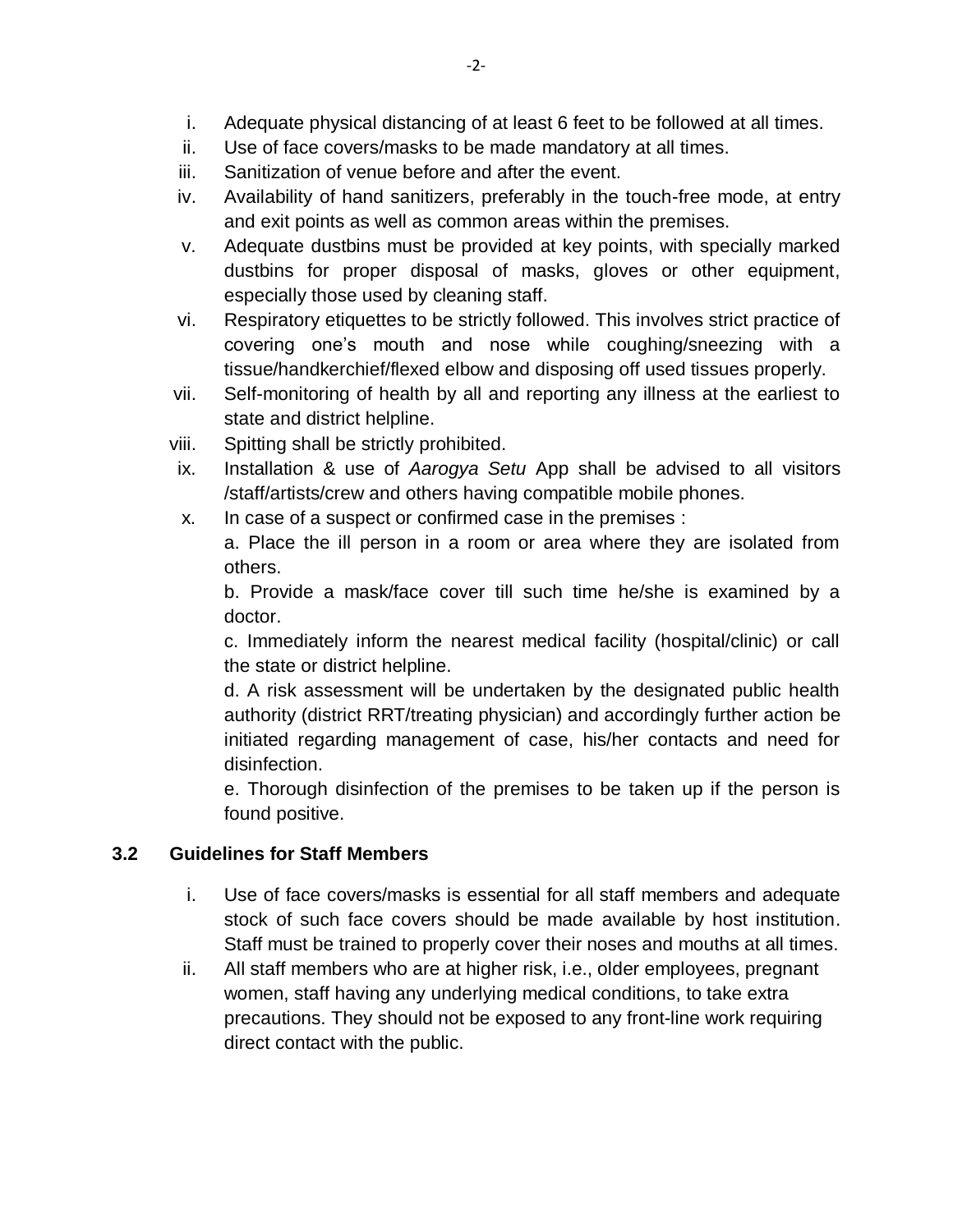i. Adequate physical distancing of at least 6 feet to be followed at all times.
ii. Use of face covers/masks to be made mandatory at all times.
iii. Sanitization of venue before and after the event.
iv. Availability of hand sanitizers, preferably in the touch-free mode, at entry and exit points as well as common areas within the premises.
v. Adequate dustbins must be provided at key points, with specially marked dustbins for proper disposal of masks, gloves or other equipment, especially those used by cleaning staff.
vi. Respiratory etiquettes to be strictly followed. This involves strict practice of covering one's mouth and nose while coughing/sneezing with a tissue/handkerchief/flexed elbow and disposing off used tissues properly.
vii. Self-monitoring of health by all and reporting any illness at the earliest to state and district helpline.
viii. Spitting shall be strictly prohibited.
ix. Installation & use of *Aarogya Setu* App shall be advised to all visitors /staff/artists/crew and others having compatible mobile phones.
x. In case of a suspect or confirmed case in the premises :

   a. Place the ill person in a room or area where they are isolated from others.

   b. Provide a mask/face cover till such time he/she is examined by a doctor.

   c. Immediately inform the nearest medical facility (hospital/clinic) or call the state or district helpline.

   d. A risk assessment will be undertaken by the designated public health authority (district RRT/treating physician) and accordingly further action be initiated regarding management of case, his/her contacts and need for disinfection.

   e. Thorough disinfection of the premises to be taken up if the person is found positive.

### 3.2 Guidelines for Staff Members

i. Use of face covers/masks is essential for all staff members and adequate stock of such face covers should be made available by host institution. Staff must be trained to properly cover their noses and mouths at all times.
ii. All staff members who are at higher risk, i.e., older employees, pregnant women, staff having any underlying medical conditions, to take extra precautions. They should not be exposed to any front-line work requiring direct contact with the public.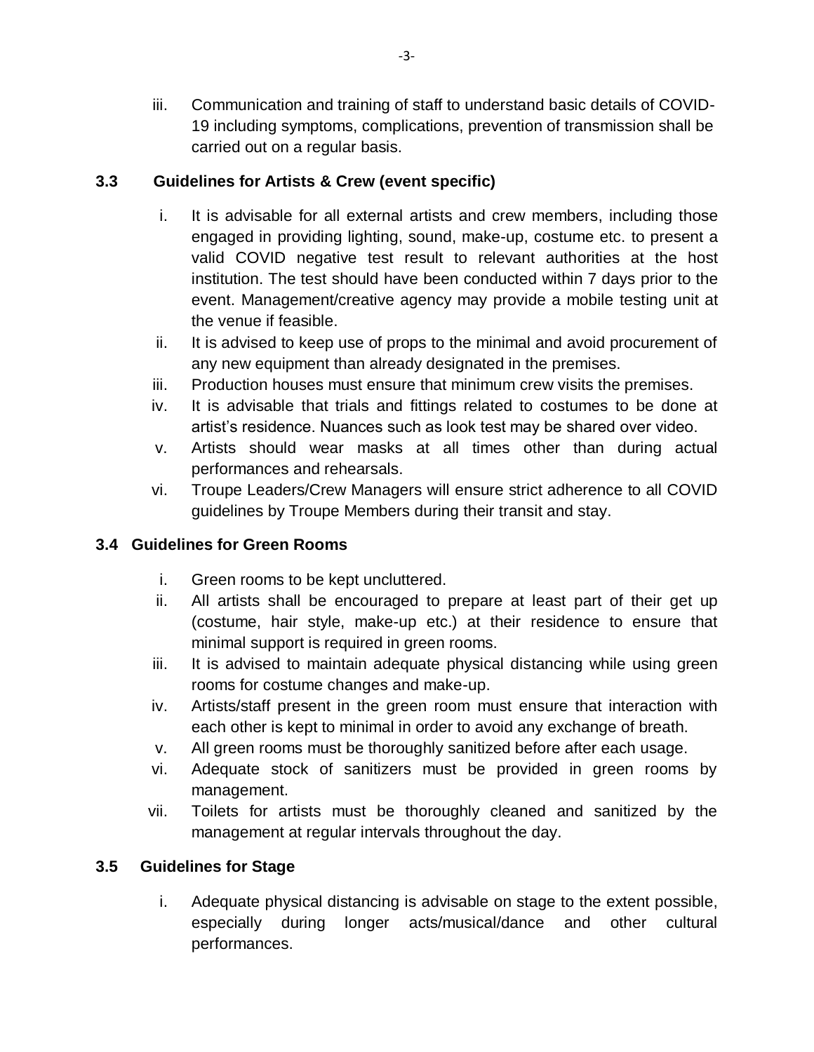iii. Communication and training of staff to understand basic details of COVID-19 including symptoms, complications, prevention of transmission shall be carried out on a regular basis.

### 3.3 Guidelines for Artists & Crew (event specific)

i. It is advisable for all external artists and crew members, including those engaged in providing lighting, sound, make-up, costume etc. to present a valid COVID negative test result to relevant authorities at the host institution. The test should have been conducted within 7 days prior to the event. Management/creative agency may provide a mobile testing unit at the venue if feasible.

ii. It is advised to keep use of props to the minimal and avoid procurement of any new equipment than already designated in the premises.

iii. Production houses must ensure that minimum crew visits the premises.

iv. It is advisable that trials and fittings related to costumes to be done at artist's residence. Nuances such as look test may be shared over video.

v. Artists should wear masks at all times other than during actual performances and rehearsals.

vi. Troupe Leaders/Crew Managers will ensure strict adherence to all COVID guidelines by Troupe Members during their transit and stay.

### 3.4 Guidelines for Green Rooms

i. Green rooms to be kept uncluttered.

ii. All artists shall be encouraged to prepare at least part of their get up (costume, hair style, make-up etc.) at their residence to ensure that minimal support is required in green rooms.

iii. It is advised to maintain adequate physical distancing while using green rooms for costume changes and make-up.

iv. Artists/staff present in the green room must ensure that interaction with each other is kept to minimal in order to avoid any exchange of breath.

v. All green rooms must be thoroughly sanitized before after each usage.

vi. Adequate stock of sanitizers must be provided in green rooms by management.

vii. Toilets for artists must be thoroughly cleaned and sanitized by the management at regular intervals throughout the day.

### 3.5 Guidelines for Stage

i. Adequate physical distancing is advisable on stage to the extent possible, especially during longer acts/musical/dance and other cultural performances.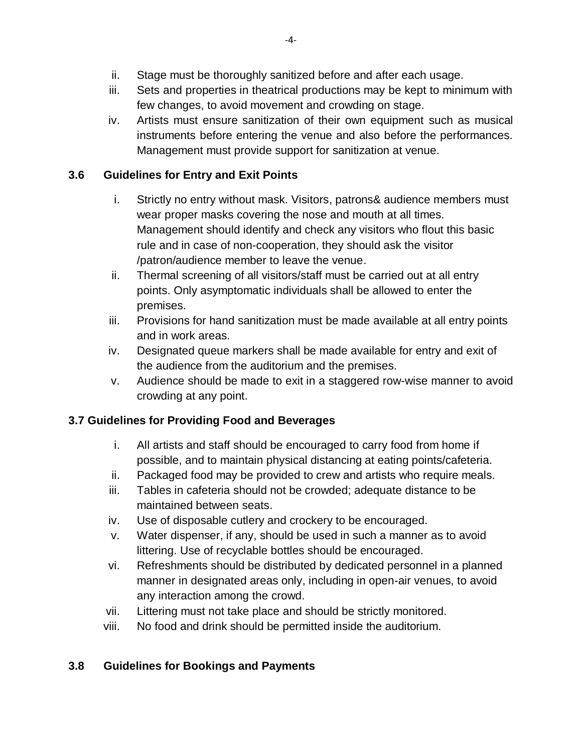ii. Stage must be thoroughly sanitized before and after each usage.

iii. Sets and properties in theatrical productions may be kept to minimum with few changes, to avoid movement and crowding on stage.

iv. Artists must ensure sanitization of their own equipment such as musical instruments before entering the venue and also before the performances. Management must provide support for sanitization at venue.

### 3.6 Guidelines for Entry and Exit Points

i. Strictly no entry without mask. Visitors, patrons& audience members must wear proper masks covering the nose and mouth at all times. Management should identify and check any visitors who flout this basic rule and in case of non-cooperation, they should ask the visitor /patron/audience member to leave the venue.

ii. Thermal screening of all visitors/staff must be carried out at all entry points. Only asymptomatic individuals shall be allowed to enter the premises.

iii. Provisions for hand sanitization must be made available at all entry points and in work areas.

iv. Designated queue markers shall be made available for entry and exit of the audience from the auditorium and the premises.

v. Audience should be made to exit in a staggered row-wise manner to avoid crowding at any point.

### 3.7 Guidelines for Providing Food and Beverages

i. All artists and staff should be encouraged to carry food from home if possible, and to maintain physical distancing at eating points/cafeteria.

ii. Packaged food may be provided to crew and artists who require meals.

iii. Tables in cafeteria should not be crowded; adequate distance to be maintained between seats.

iv. Use of disposable cutlery and crockery to be encouraged.

v. Water dispenser, if any, should be used in such a manner as to avoid littering. Use of recyclable bottles should be encouraged.

vi. Refreshments should be distributed by dedicated personnel in a planned manner in designated areas only, including in open-air venues, to avoid any interaction among the crowd.

vii. Littering must not take place and should be strictly monitored.

viii. No food and drink should be permitted inside the auditorium.

### 3.8 Guidelines for Bookings and Payments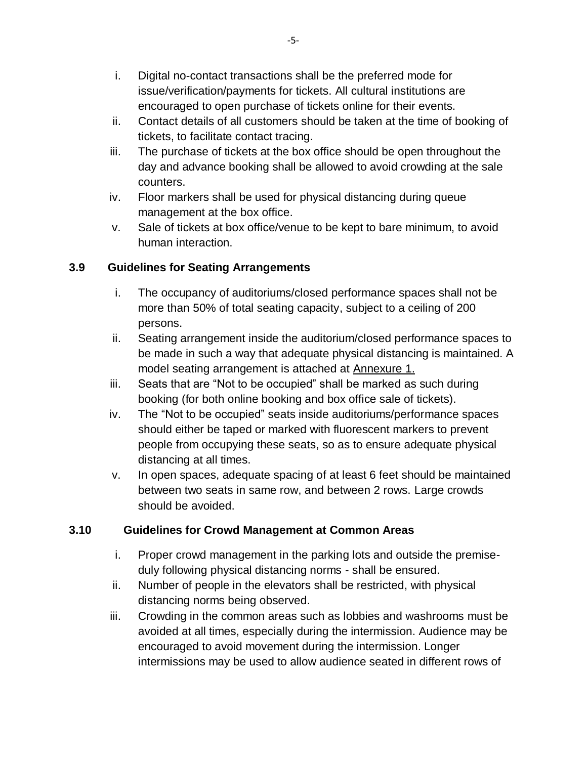i. Digital no-contact transactions shall be the preferred mode for issue/verification/payments for tickets. All cultural institutions are encouraged to open purchase of tickets online for their events.
ii. Contact details of all customers should be taken at the time of booking of tickets, to facilitate contact tracing.
iii. The purchase of tickets at the box office should be open throughout the day and advance booking shall be allowed to avoid crowding at the sale counters.
iv. Floor markers shall be used for physical distancing during queue management at the box office.
v. Sale of tickets at box office/venue to be kept to bare minimum, to avoid human interaction.

### 3.9 Guidelines for Seating Arrangements

i. The occupancy of auditoriums/closed performance spaces shall not be more than 50% of total seating capacity, subject to a ceiling of 200 persons.
ii. Seating arrangement inside the auditorium/closed performance spaces to be made in such a way that adequate physical distancing is maintained. A model seating arrangement is attached at Annexure 1.
iii. Seats that are "Not to be occupied" shall be marked as such during booking (for both online booking and box office sale of tickets).
iv. The "Not to be occupied" seats inside auditoriums/performance spaces should either be taped or marked with fluorescent markers to prevent people from occupying these seats, so as to ensure adequate physical distancing at all times.
v. In open spaces, adequate spacing of at least 6 feet should be maintained between two seats in same row, and between 2 rows. Large crowds should be avoided.

### 3.10 Guidelines for Crowd Management at Common Areas

i. Proper crowd management in the parking lots and outside the premise- duly following physical distancing norms - shall be ensured.
ii. Number of people in the elevators shall be restricted, with physical distancing norms being observed.
iii. Crowding in the common areas such as lobbies and washrooms must be avoided at all times, especially during the intermission. Audience may be encouraged to avoid movement during the intermission. Longer intermissions may be used to allow audience seated in different rows of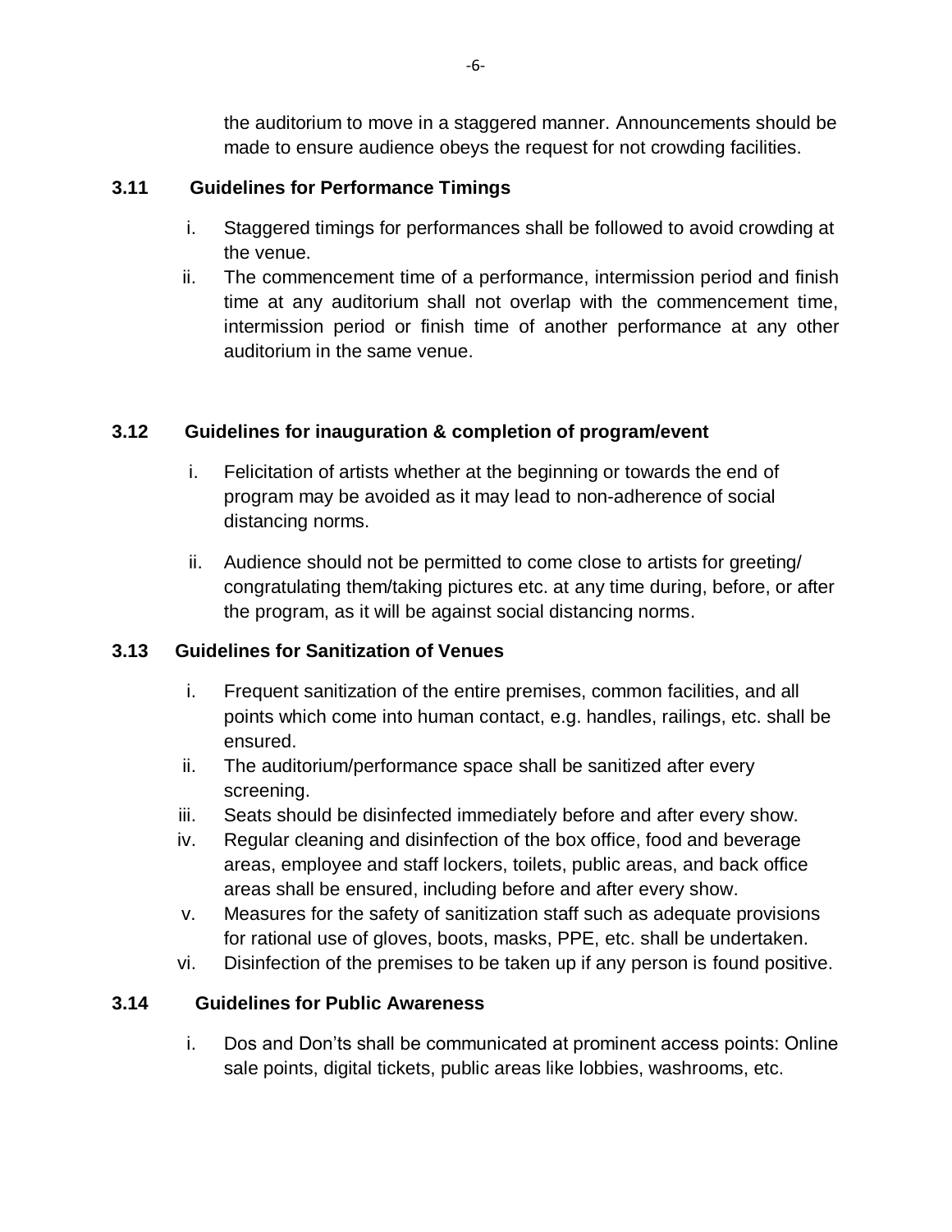the auditorium to move in a staggered manner. Announcements should be made to ensure audience obeys the request for not crowding facilities.

**3.11 Guidelines for Performance Timings**

i. Staggered timings for performances shall be followed to avoid crowding at the venue.

ii. The commencement time of a performance, intermission period and finish time at any auditorium shall not overlap with the commencement time, intermission period or finish time of another performance at any other auditorium in the same venue.

**3.12 Guidelines for inauguration & completion of program/event**

i. Felicitation of artists whether at the beginning or towards the end of program may be avoided as it may lead to non-adherence of social distancing norms.

ii. Audience should not be permitted to come close to artists for greeting/ congratulating them/taking pictures etc. at any time during, before, or after the program, as it will be against social distancing norms.

**3.13 Guidelines for Sanitization of Venues**

i. Frequent sanitization of the entire premises, common facilities, and all points which come into human contact, e.g. handles, railings, etc. shall be ensured.

ii. The auditorium/performance space shall be sanitized after every screening.

iii. Seats should be disinfected immediately before and after every show.

iv. Regular cleaning and disinfection of the box office, food and beverage areas, employee and staff lockers, toilets, public areas, and back office areas shall be ensured, including before and after every show.

v. Measures for the safety of sanitization staff such as adequate provisions for rational use of gloves, boots, masks, PPE, etc. shall be undertaken.

vi. Disinfection of the premises to be taken up if any person is found positive.

**3.14 Guidelines for Public Awareness**

i. Dos and Don'ts shall be communicated at prominent access points: Online sale points, digital tickets, public areas like lobbies, washrooms, etc.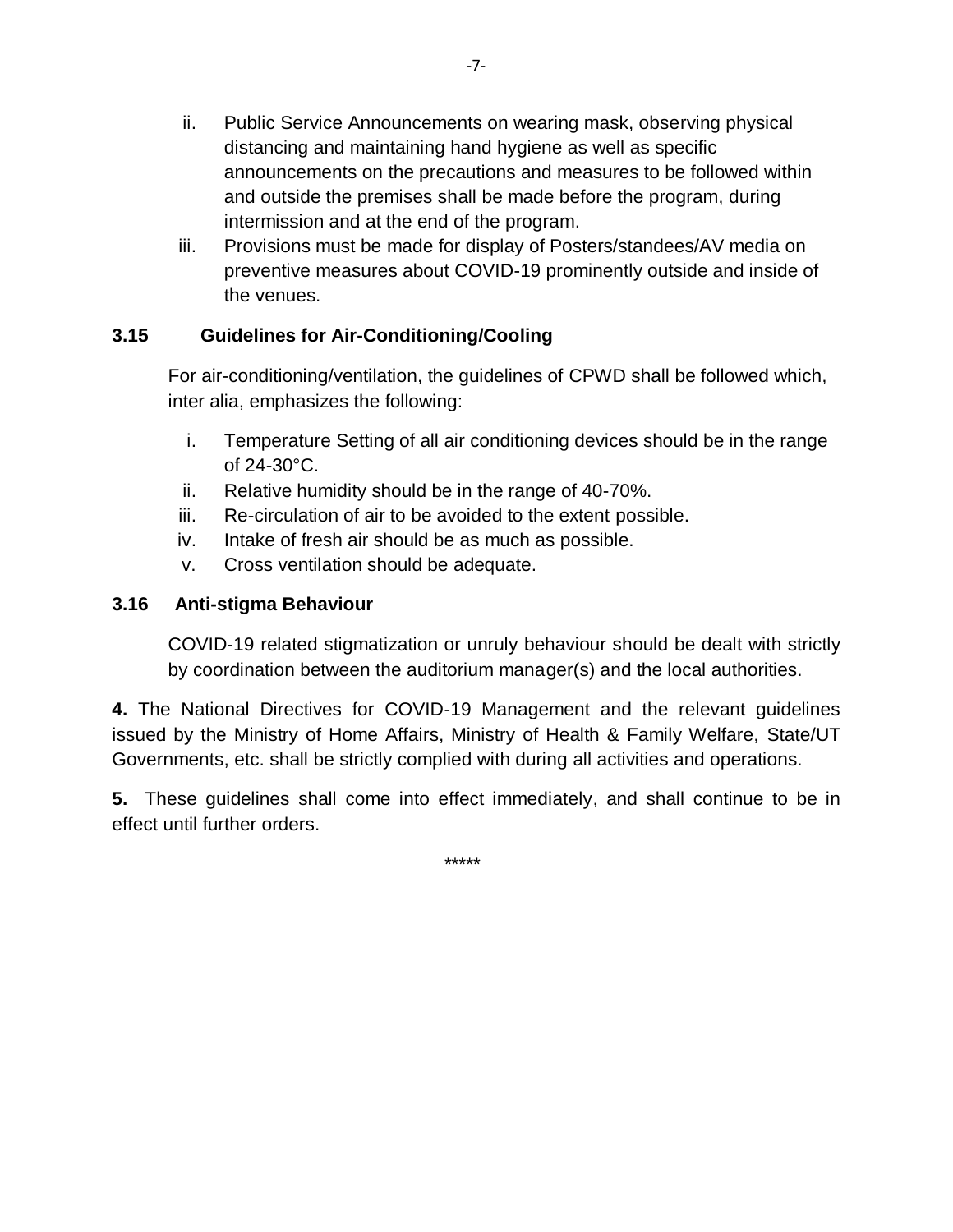ii. Public Service Announcements on wearing mask, observing physical distancing and maintaining hand hygiene as well as specific announcements on the precautions and measures to be followed within and outside the premises shall be made before the program, during intermission and at the end of the program.

iii. Provisions must be made for display of Posters/standees/AV media on preventive measures about COVID-19 prominently outside and inside of the venues.

### 3.15 Guidelines for Air-Conditioning/Cooling

For air-conditioning/ventilation, the guidelines of CPWD shall be followed which, inter alia, emphasizes the following:

i. Temperature Setting of all air conditioning devices should be in the range of 24-30°C.
ii. Relative humidity should be in the range of 40-70%.
iii. Re-circulation of air to be avoided to the extent possible.
iv. Intake of fresh air should be as much as possible.
v. Cross ventilation should be adequate.

### 3.16 Anti-stigma Behaviour

COVID-19 related stigmatization or unruly behaviour should be dealt with strictly by coordination between the auditorium manager(s) and the local authorities.

**4.** The National Directives for COVID-19 Management and the relevant guidelines issued by the Ministry of Home Affairs, Ministry of Health & Family Welfare, State/UT Governments, etc. shall be strictly complied with during all activities and operations.

**5.** These guidelines shall come into effect immediately, and shall continue to be in effect until further orders.

*****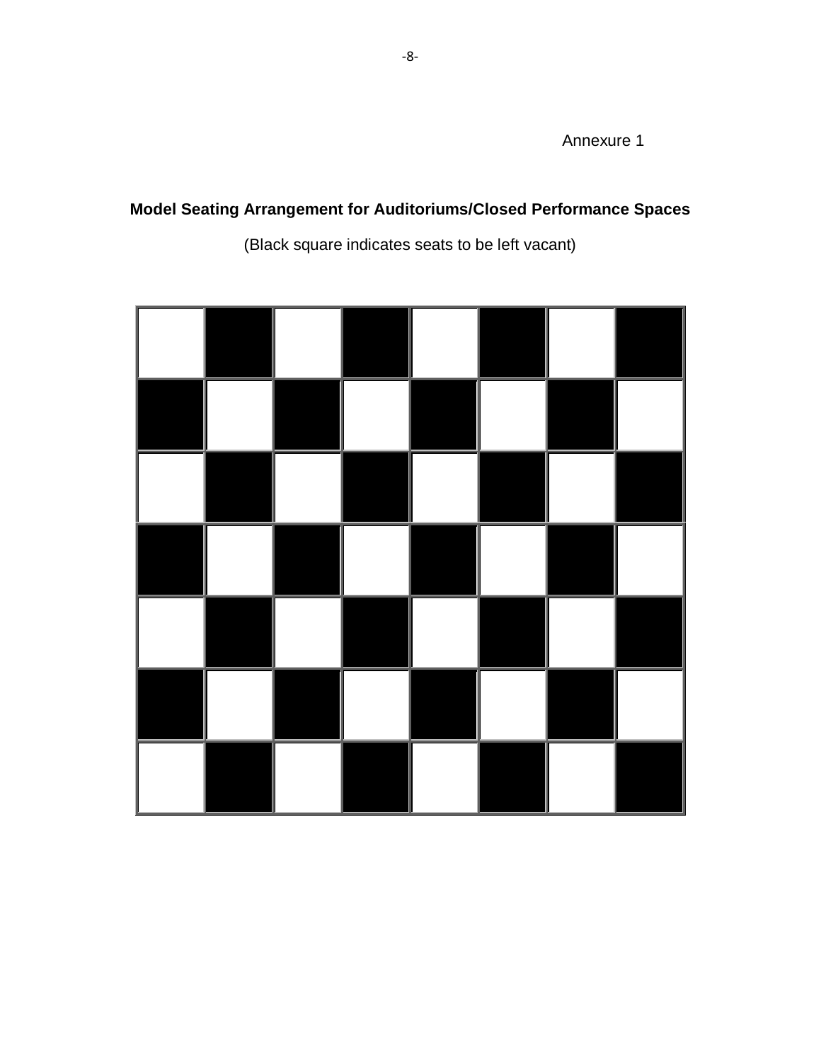Annexure 1

## Model Seating Arrangement for Auditoriums/Closed Performance Spaces

(Black square indicates seats to be left vacant)